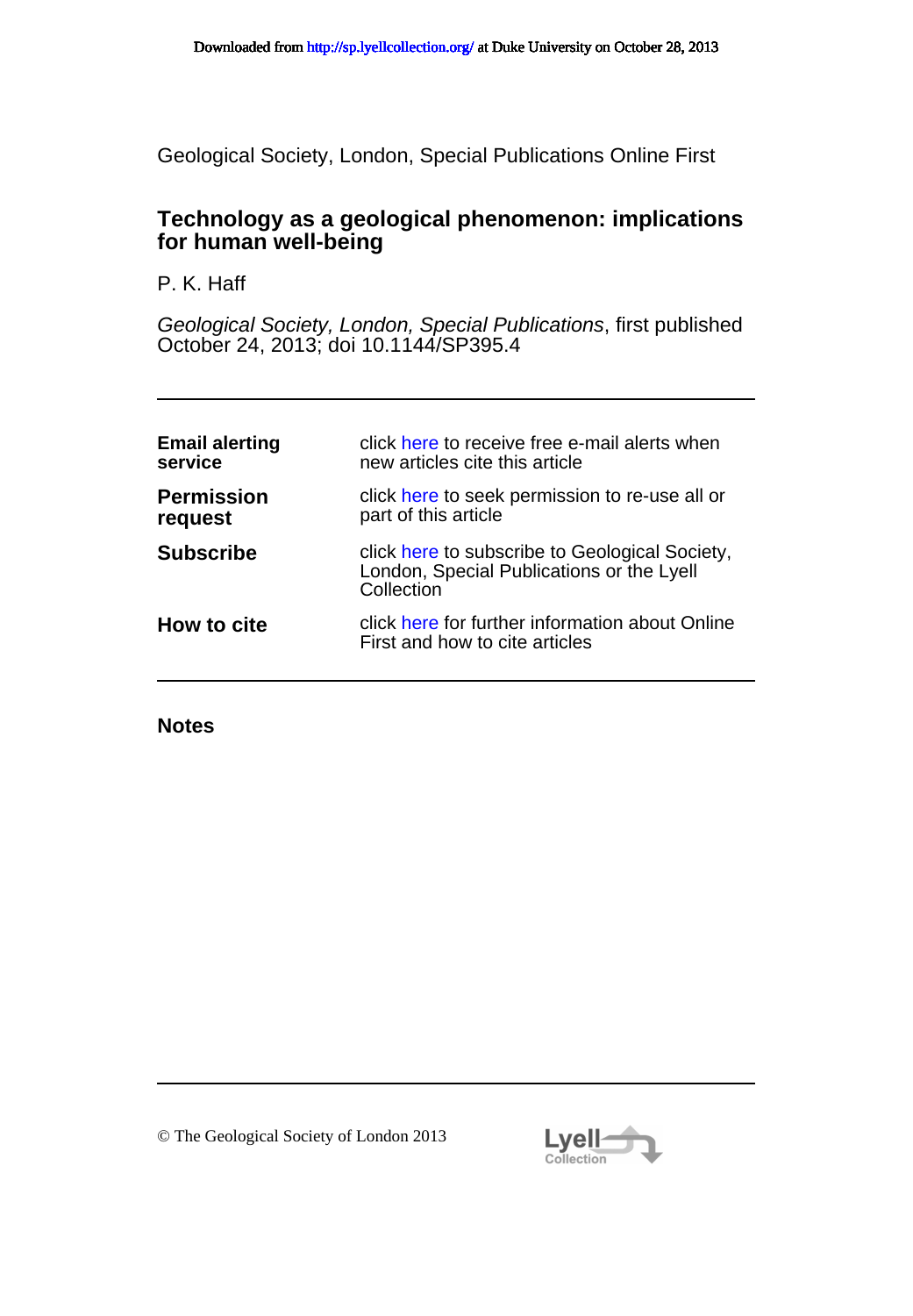Geological Society, London, Special Publications Online First

# Technology as a geological phenomenon: implications for human well-being

P. K. Haff

*Geological Society, London, Special Publications*, first published October 24, 2013; doi 10.1144/SP395.4

| | |
|---|---|
| **Email alerting service** | click here to receive free e-mail alerts when new articles cite this article |
| **Permission request** | click here to seek permission to re-use all or part of this article |
| **Subscribe** | click here to subscribe to Geological Society, London, Special Publications or the Lyell Collection |
| **How to cite** | click here for further information about Online First and how to cite articles |

**Notes**

© The Geological Society of London 2013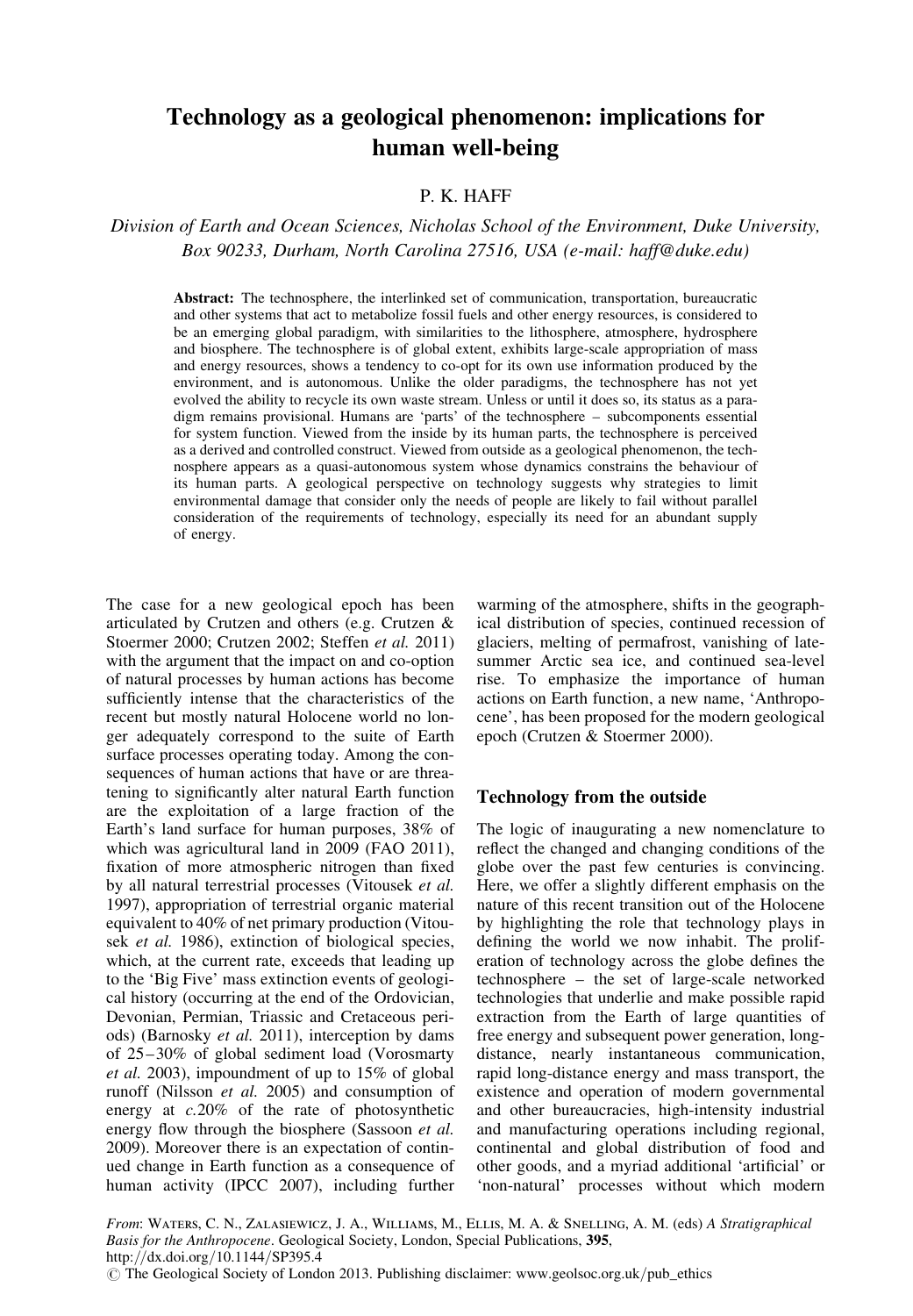# Technology as a geological phenomenon: implications for human well-being

P. K. HAFF

*Division of Earth and Ocean Sciences, Nicholas School of the Environment, Duke University, Box 90233, Durham, North Carolina 27516, USA (e-mail: haff@duke.edu)*

**Abstract:** The technosphere, the interlinked set of communication, transportation, bureaucratic and other systems that act to metabolize fossil fuels and other energy resources, is considered to be an emerging global paradigm, with similarities to the lithosphere, atmosphere, hydrosphere and biosphere. The technosphere is of global extent, exhibits large-scale appropriation of mass and energy resources, shows a tendency to co-opt for its own use information produced by the environment, and is autonomous. Unlike the older paradigms, the technosphere has not yet evolved the ability to recycle its own waste stream. Unless or until it does so, its status as a paradigm remains provisional. Humans are 'parts' of the technosphere – subcomponents essential for system function. Viewed from the inside by its human parts, the technosphere is perceived as a derived and controlled construct. Viewed from outside as a geological phenomenon, the technosphere appears as a quasi-autonomous system whose dynamics constrains the behaviour of its human parts. A geological perspective on technology suggests why strategies to limit environmental damage that consider only the needs of people are likely to fail without parallel consideration of the requirements of technology, especially its need for an abundant supply of energy.

The case for a new geological epoch has been articulated by Crutzen and others (e.g. Crutzen & Stoermer 2000; Crutzen 2002; Steffen *et al.* 2011) with the argument that the impact on and co-option of natural processes by human actions has become sufficiently intense that the characteristics of the recent but mostly natural Holocene world no longer adequately correspond to the suite of Earth surface processes operating today. Among the consequences of human actions that have or are threatening to significantly alter natural Earth function are the exploitation of a large fraction of the Earth's land surface for human purposes, 38% of which was agricultural land in 2009 (FAO 2011), fixation of more atmospheric nitrogen than fixed by all natural terrestrial processes (Vitousek *et al.* 1997), appropriation of terrestrial organic material equivalent to 40% of net primary production (Vitousek *et al.* 1986), extinction of biological species, which, at the current rate, exceeds that leading up to the 'Big Five' mass extinction events of geological history (occurring at the end of the Ordovician, Devonian, Permian, Triassic and Cretaceous periods) (Barnosky *et al.* 2011), interception by dams of 25–30% of global sediment load (Vorosmarty *et al.* 2003), impoundment of up to 15% of global runoff (Nilsson *et al.* 2005) and consumption of energy at *c.*20% of the rate of photosynthetic energy flow through the biosphere (Sassoon *et al.* 2009). Moreover there is an expectation of continued change in Earth function as a consequence of human activity (IPCC 2007), including further warming of the atmosphere, shifts in the geographical distribution of species, continued recession of glaciers, melting of permafrost, vanishing of late-summer Arctic sea ice, and continued sea-level rise. To emphasize the importance of human actions on Earth function, a new name, 'Anthropocene', has been proposed for the modern geological epoch (Crutzen & Stoermer 2000).

## Technology from the outside

The logic of inaugurating a new nomenclature to reflect the changed and changing conditions of the globe over the past few centuries is convincing. Here, we offer a slightly different emphasis on the nature of this recent transition out of the Holocene by highlighting the role that technology plays in defining the world we now inhabit. The proliferation of technology across the globe defines the technosphere – the set of large-scale networked technologies that underlie and make possible rapid extraction from the Earth of large quantities of free energy and subsequent power generation, long-distance, nearly instantaneous communication, rapid long-distance energy and mass transport, the existence and operation of modern governmental and other bureaucracies, high-intensity industrial and manufacturing operations including regional, continental and global distribution of food and other goods, and a myriad additional 'artificial' or 'non-natural' processes without which modern

From: WATERS, C. N., ZALASIEWICZ, J. A., WILLIAMS, M., ELLIS, M. A. & SNELLING, A. M. (eds) *A Stratigraphical Basis for the Anthropocene*. Geological Society, London, Special Publications, **395**, http://dx.doi.org/10.1144/SP395.4
© The Geological Society of London 2013. Publishing disclaimer: www.geolsoc.org.uk/pub_ethics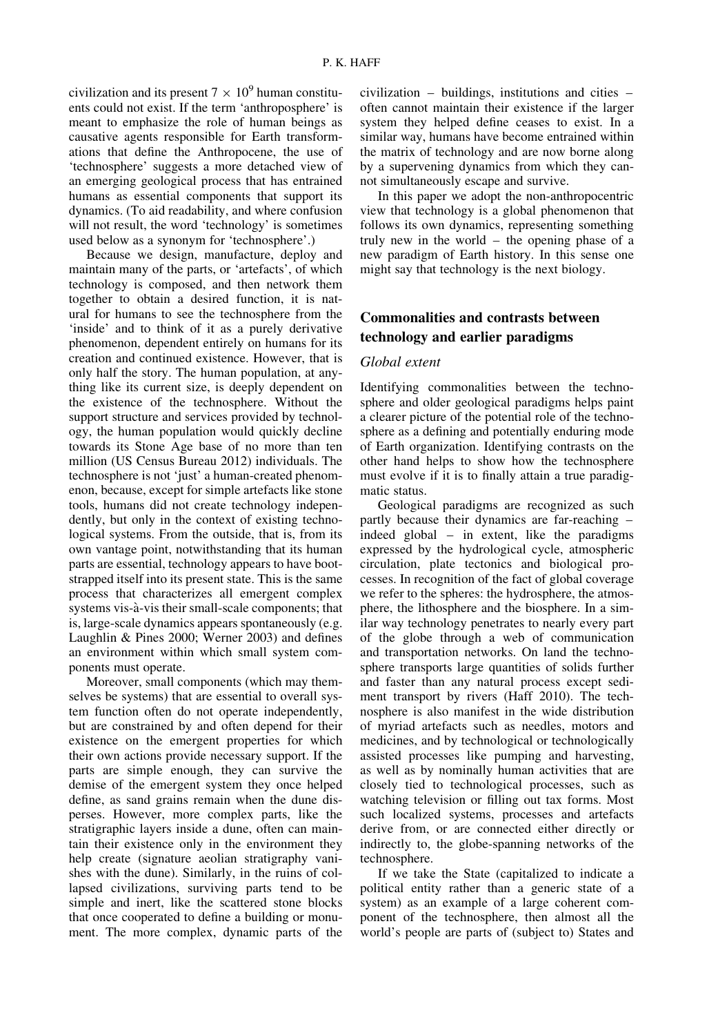civilization and its present $7 \times 10^9$ human constituents could not exist. If the term 'anthroposphere' is meant to emphasize the role of human beings as causative agents responsible for Earth transformations that define the Anthropocene, the use of 'technosphere' suggests a more detached view of an emerging geological process that has entrained humans as essential components that support its dynamics. (To aid readability, and where confusion will not result, the word 'technology' is sometimes used below as a synonym for 'technosphere'.)

Because we design, manufacture, deploy and maintain many of the parts, or 'artefacts', of which technology is composed, and then network them together to obtain a desired function, it is natural for humans to see the technosphere from the 'inside' and to think of it as a purely derivative phenomenon, dependent entirely on humans for its creation and continued existence. However, that is only half the story. The human population, at anything like its current size, is deeply dependent on the existence of the technosphere. Without the support structure and services provided by technology, the human population would quickly decline towards its Stone Age base of no more than ten million (US Census Bureau 2012) individuals. The technosphere is not 'just' a human-created phenomenon, because, except for simple artefacts like stone tools, humans did not create technology independently, but only in the context of existing technological systems. From the outside, that is, from its own vantage point, notwithstanding that its human parts are essential, technology appears to have bootstrapped itself into its present state. This is the same process that characterizes all emergent complex systems vis-à-vis their small-scale components; that is, large-scale dynamics appear spontaneously (e.g. Laughlin & Pines 2000; Werner 2003) and defines an environment within which small system components must operate.

Moreover, small components (which may themselves be systems) that are essential to overall system function often do not operate independently, but are constrained by and often depend for their existence on the emergent properties for which their own actions provide necessary support. If the parts are simple enough, they can survive the demise of the emergent system they once helped define, as sand grains remain when the dune disperses. However, more complex parts, like the stratigraphic layers inside a dune, often can maintain their existence only in the environment they help create (signature aeolian stratigraphy vanishes with the dune). Similarly, in the ruins of collapsed civilizations, surviving parts tend to be simple and inert, like the scattered stone blocks that once cooperated to define a building or monument. The more complex, dynamic parts of the civilization – buildings, institutions and cities – often cannot maintain their existence if the larger system they helped define ceases to exist. In a similar way, humans have become entrained within the matrix of technology and are now borne along by a supervening dynamics from which they cannot simultaneously escape and survive.

In this paper we adopt the non-anthropocentric view that technology is a global phenomenon that follows its own dynamics, representing something truly new in the world – the opening phase of a new paradigm of Earth history. In this sense one might say that technology is the next biology.

## Commonalities and contrasts between technology and earlier paradigms

### *Global extent*

Identifying commonalities between the technosphere and older geological paradigms helps paint a clearer picture of the potential role of the technosphere as a defining and potentially enduring mode of Earth organization. Identifying contrasts on the other hand helps to show how the technosphere must evolve if it is to finally attain a true paradigmatic status.

Geological paradigms are recognized as such partly because their dynamics are far-reaching – indeed global – in extent, like the paradigms expressed by the hydrological cycle, atmospheric circulation, plate tectonics and biological processes. In recognition of the fact of global coverage we refer to the spheres: the hydrosphere, the atmosphere, the lithosphere and the biosphere. In a similar way technology penetrates to nearly every part of the globe through a web of communication and transportation networks. On land the technosphere transports large quantities of solids further and faster than any natural process except sediment transport by rivers (Haff 2010). The technosphere is also manifest in the wide distribution of myriad artefacts such as needles, motors and medicines, and by technological or technologically assisted processes like pumping and harvesting, as well as by nominally human activities that are closely tied to technological processes, such as watching television or filling out tax forms. Most such localized systems, processes and artefacts derive from, or are connected either directly or indirectly to, the globe-spanning networks of the technosphere.

If we take the State (capitalized to indicate a political entity rather than a generic state of a system) as an example of a large coherent component of the technosphere, then almost all the world's people are parts of (subject to) States and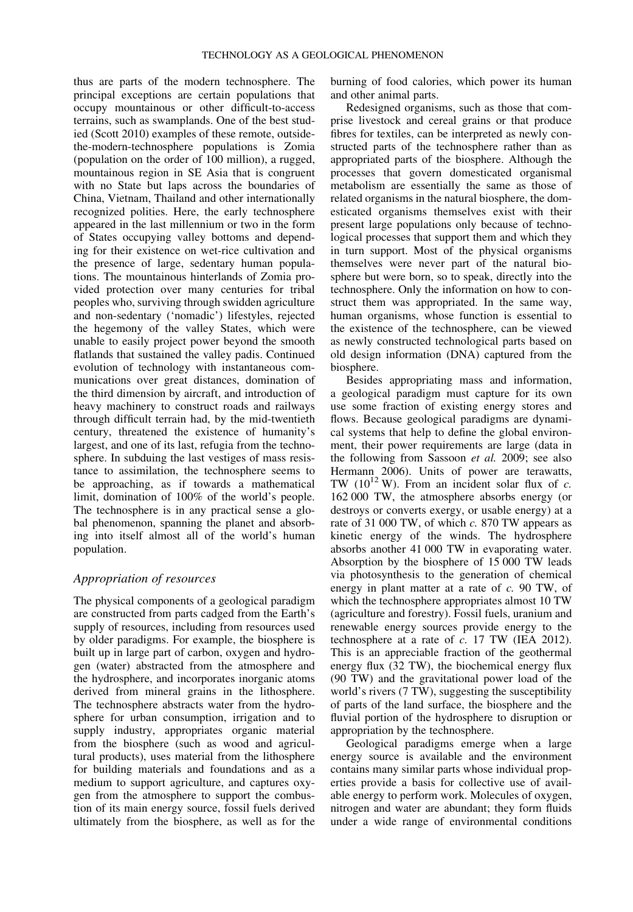thus are parts of the modern technosphere. The principal exceptions are certain populations that occupy mountainous or other difficult-to-access terrains, such as swamplands. One of the best studied (Scott 2010) examples of these remote, outside-the-modern-technosphere populations is Zomia (population on the order of 100 million), a rugged, mountainous region in SE Asia that is congruent with no State but laps across the boundaries of China, Vietnam, Thailand and other internationally recognized polities. Here, the early technosphere appeared in the last millennium or two in the form of States occupying valley bottoms and depending for their existence on wet-rice cultivation and the presence of large, sedentary human populations. The mountainous hinterlands of Zomia provided protection over many centuries for tribal peoples who, surviving through swidden agriculture and non-sedentary ('nomadic') lifestyles, rejected the hegemony of the valley States, which were unable to easily project power beyond the smooth flatlands that sustained the valley padis. Continued evolution of technology with instantaneous communications over great distances, domination of the third dimension by aircraft, and introduction of heavy machinery to construct roads and railways through difficult terrain had, by the mid-twentieth century, threatened the existence of humanity's largest, and one of its last, refugia from the technosphere. In subduing the last vestiges of mass resistance to assimilation, the technosphere seems to be approaching, as if towards a mathematical limit, domination of 100% of the world's people. The technosphere is in any practical sense a global phenomenon, spanning the planet and absorbing into itself almost all of the world's human population.

## *Appropriation of resources*

The physical components of a geological paradigm are constructed from parts cadged from the Earth's supply of resources, including from resources used by older paradigms. For example, the biosphere is built up in large part of carbon, oxygen and hydrogen (water) abstracted from the atmosphere and the hydrosphere, and incorporates inorganic atoms derived from mineral grains in the lithosphere. The technosphere abstracts water from the hydrosphere for urban consumption, irrigation and to supply industry, appropriates organic material from the biosphere (such as wood and agricultural products), uses material from the lithosphere for building materials and foundations and as a medium to support agriculture, and captures oxygen from the atmosphere to support the combustion of its main energy source, fossil fuels derived ultimately from the biosphere, as well as for the burning of food calories, which power its human and other animal parts.

Redesigned organisms, such as those that comprise livestock and cereal grains or that produce fibres for textiles, can be interpreted as newly constructed parts of the technosphere rather than as appropriated parts of the biosphere. Although the processes that govern domesticated organismal metabolism are essentially the same as those of related organisms in the natural biosphere, the domesticated organisms themselves exist with their present large populations only because of technological processes that support them and which they in turn support. Most of the physical organisms themselves were never part of the natural biosphere but were born, so to speak, directly into the technosphere. Only the information on how to construct them was appropriated. In the same way, human organisms, whose function is essential to the existence of the technosphere, can be viewed as newly constructed technological parts based on old design information (DNA) captured from the biosphere.

Besides appropriating mass and information, a geological paradigm must capture for its own use some fraction of existing energy stores and flows. Because geological paradigms are dynamical systems that help to define the global environment, their power requirements are large (data in the following from Sassoon *et al.* 2009; see also Hermann 2006). Units of power are terawatts, TW ($10^{12}$ W). From an incident solar flux of *c.* 162 000 TW, the atmosphere absorbs energy (or destroys or converts exergy, or usable energy) at a rate of 31 000 TW, of which *c.* 870 TW appears as kinetic energy of the winds. The hydrosphere absorbs another 41 000 TW in evaporating water. Absorption by the biosphere of 15 000 TW leads via photosynthesis to the generation of chemical energy in plant matter at a rate of *c.* 90 TW, of which the technosphere appropriates almost 10 TW (agriculture and forestry). Fossil fuels, uranium and renewable energy sources provide energy to the technosphere at a rate of *c.* 17 TW (IEA 2012). This is an appreciable fraction of the geothermal energy flux (32 TW), the biochemical energy flux (90 TW) and the gravitational power load of the world's rivers (7 TW), suggesting the susceptibility of parts of the land surface, the biosphere and the fluvial portion of the hydrosphere to disruption or appropriation by the technosphere.

Geological paradigms emerge when a large energy source is available and the environment contains many similar parts whose individual properties provide a basis for collective use of available energy to perform work. Molecules of oxygen, nitrogen and water are abundant; they form fluids under a wide range of environmental conditions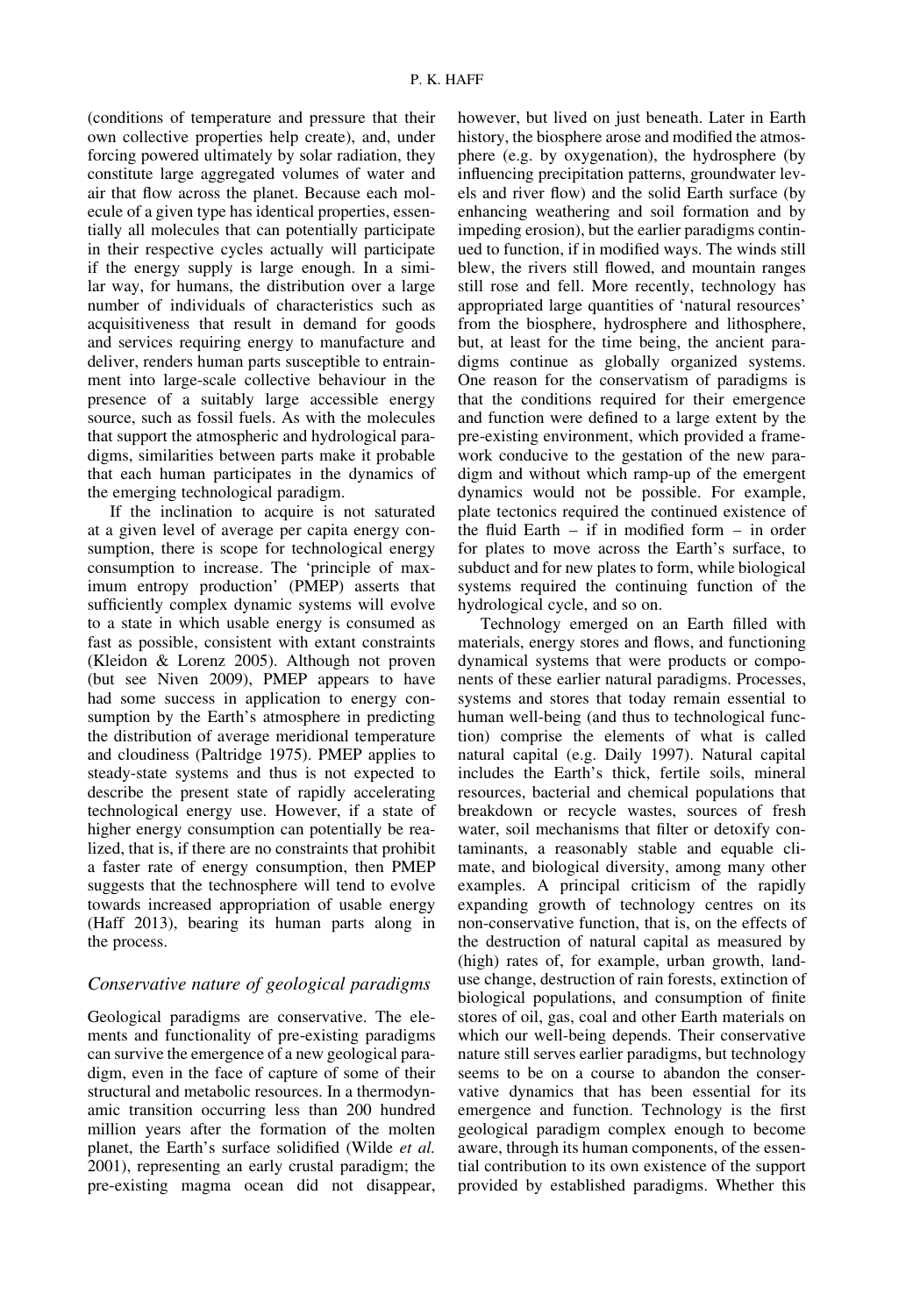(conditions of temperature and pressure that their own collective properties help create), and, under forcing powered ultimately by solar radiation, they constitute large aggregated volumes of water and air that flow across the planet. Because each molecule of a given type has identical properties, essentially all molecules that can potentially participate in their respective cycles actually will participate if the energy supply is large enough. In a similar way, for humans, the distribution over a large number of individuals of characteristics such as acquisitiveness that result in demand for goods and services requiring energy to manufacture and deliver, renders human parts susceptible to entrainment into large-scale collective behaviour in the presence of a suitably large accessible energy source, such as fossil fuels. As with the molecules that support the atmospheric and hydrological paradigms, similarities between parts make it probable that each human participates in the dynamics of the emerging technological paradigm.

If the inclination to acquire is not saturated at a given level of average per capita energy consumption, there is scope for technological energy consumption to increase. The 'principle of maximum entropy production' (PMEP) asserts that sufficiently complex dynamic systems will evolve to a state in which usable energy is consumed as fast as possible, consistent with extant constraints (Kleidon & Lorenz 2005). Although not proven (but see Niven 2009), PMEP appears to have had some success in application to energy consumption by the Earth's atmosphere in predicting the distribution of average meridional temperature and cloudiness (Paltridge 1975). PMEP applies to steady-state systems and thus is not expected to describe the present state of rapidly accelerating technological energy use. However, if a state of higher energy consumption can potentially be realized, that is, if there are no constraints that prohibit a faster rate of energy consumption, then PMEP suggests that the technosphere will tend to evolve towards increased appropriation of usable energy (Haff 2013), bearing its human parts along in the process.

### *Conservative nature of geological paradigms*

Geological paradigms are conservative. The elements and functionality of pre-existing paradigms can survive the emergence of a new geological paradigm, even in the face of capture of some of their structural and metabolic resources. In a thermodynamic transition occurring less than 200 hundred million years after the formation of the molten planet, the Earth's surface solidified (Wilde *et al.* 2001), representing an early crustal paradigm; the pre-existing magma ocean did not disappear, however, but lived on just beneath. Later in Earth history, the biosphere arose and modified the atmosphere (e.g. by oxygenation), the hydrosphere (by influencing precipitation patterns, groundwater levels and river flow) and the solid Earth surface (by enhancing weathering and soil formation and by impeding erosion), but the earlier paradigms continued to function, if in modified ways. The winds still blew, the rivers still flowed, and mountain ranges still rose and fell. More recently, technology has appropriated large quantities of 'natural resources' from the biosphere, hydrosphere and lithosphere, but, at least for the time being, the ancient paradigms continue as globally organized systems. One reason for the conservatism of paradigms is that the conditions required for their emergence and function were defined to a large extent by the pre-existing environment, which provided a framework conducive to the gestation of the new paradigm and without which ramp-up of the emergent dynamics would not be possible. For example, plate tectonics required the continued existence of the fluid Earth – if in modified form – in order for plates to move across the Earth's surface, to subduct and for new plates to form, while biological systems required the continuing function of the hydrological cycle, and so on.

Technology emerged on an Earth filled with materials, energy stores and flows, and functioning dynamical systems that were products or components of these earlier natural paradigms. Processes, systems and stores that today remain essential to human well-being (and thus to technological function) comprise the elements of what is called natural capital (e.g. Daily 1997). Natural capital includes the Earth's thick, fertile soils, mineral resources, bacterial and chemical populations that breakdown or recycle wastes, sources of fresh water, soil mechanisms that filter or detoxify contaminants, a reasonably stable and equable climate, and biological diversity, among many other examples. A principal criticism of the rapidly expanding growth of technology centres on its non-conservative function, that is, on the effects of the destruction of natural capital as measured by (high) rates of, for example, urban growth, land-use change, destruction of rain forests, extinction of biological populations, and consumption of finite stores of oil, gas, coal and other Earth materials on which our well-being depends. Their conservative nature still serves earlier paradigms, but technology seems to be on a course to abandon the conservative dynamics that has been essential for its emergence and function. Technology is the first geological paradigm complex enough to become aware, through its human components, of the essential contribution to its own existence of the support provided by established paradigms. Whether this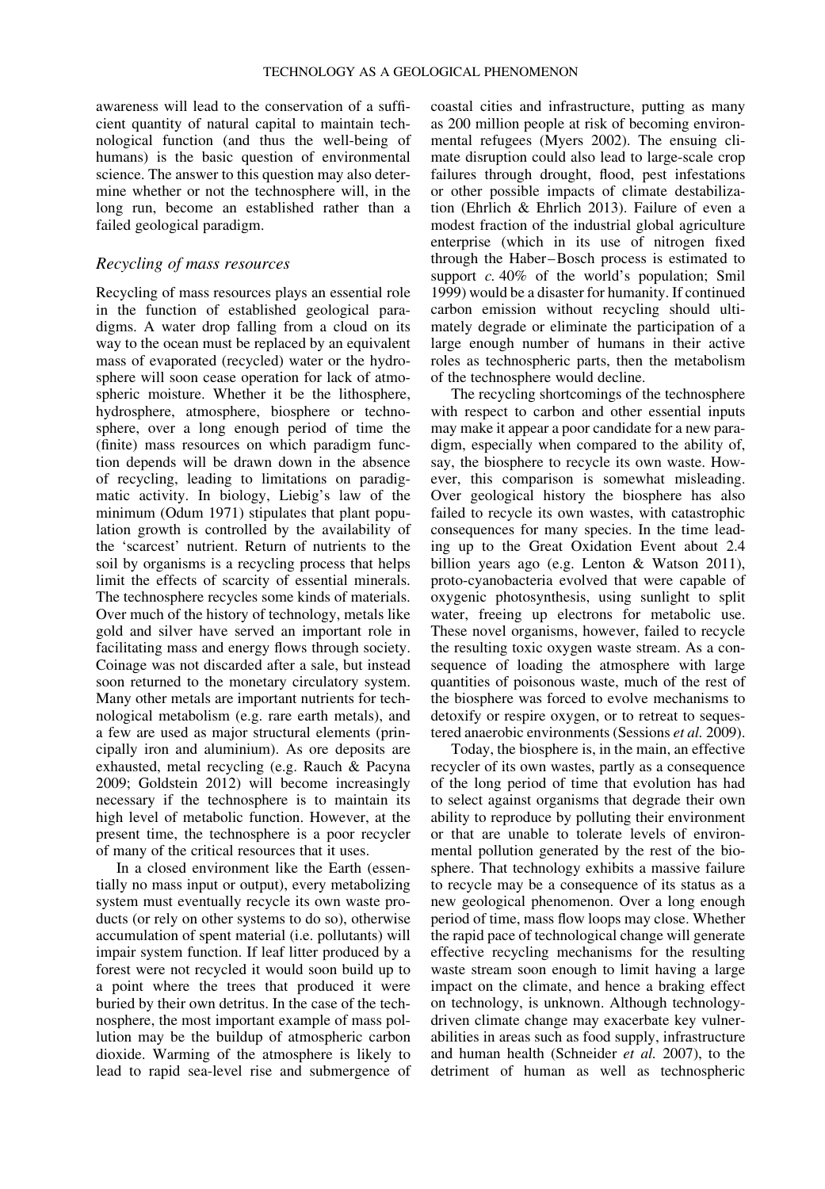awareness will lead to the conservation of a sufficient quantity of natural capital to maintain technological function (and thus the well-being of humans) is the basic question of environmental science. The answer to this question may also determine whether or not the technosphere will, in the long run, become an established rather than a failed geological paradigm.

### *Recycling of mass resources*

Recycling of mass resources plays an essential role in the function of established geological paradigms. A water drop falling from a cloud on its way to the ocean must be replaced by an equivalent mass of evaporated (recycled) water or the hydrosphere will soon cease operation for lack of atmospheric moisture. Whether it be the lithosphere, hydrosphere, atmosphere, biosphere or technosphere, over a long enough period of time the (finite) mass resources on which paradigm function depends will be drawn down in the absence of recycling, leading to limitations on paradigmatic activity. In biology, Liebig's law of the minimum (Odum 1971) stipulates that plant population growth is controlled by the availability of the 'scarcest' nutrient. Return of nutrients to the soil by organisms is a recycling process that helps limit the effects of scarcity of essential minerals. The technosphere recycles some kinds of materials. Over much of the history of technology, metals like gold and silver have served an important role in facilitating mass and energy flows through society. Coinage was not discarded after a sale, but instead soon returned to the monetary circulatory system. Many other metals are important nutrients for technological metabolism (e.g. rare earth metals), and a few are used as major structural elements (principally iron and aluminium). As ore deposits are exhausted, metal recycling (e.g. Rauch & Pacyna 2009; Goldstein 2012) will become increasingly necessary if the technosphere is to maintain its high level of metabolic function. However, at the present time, the technosphere is a poor recycler of many of the critical resources that it uses.

In a closed environment like the Earth (essentially no mass input or output), every metabolizing system must eventually recycle its own waste products (or rely on other systems to do so), otherwise accumulation of spent material (i.e. pollutants) will impair system function. If leaf litter produced by a forest were not recycled it would soon build up to a point where the trees that produced it were buried by their own detritus. In the case of the technosphere, the most important example of mass pollution may be the buildup of atmospheric carbon dioxide. Warming of the atmosphere is likely to lead to rapid sea-level rise and submergence of coastal cities and infrastructure, putting as many as 200 million people at risk of becoming environmental refugees (Myers 2002). The ensuing climate disruption could also lead to large-scale crop failures through drought, flood, pest infestations or other possible impacts of climate destabilization (Ehrlich & Ehrlich 2013). Failure of even a modest fraction of the industrial global agriculture enterprise (which in its use of nitrogen fixed through the Haber–Bosch process is estimated to support *c.* 40% of the world's population; Smil 1999) would be a disaster for humanity. If continued carbon emission without recycling should ultimately degrade or eliminate the participation of a large enough number of humans in their active roles as technospheric parts, then the metabolism of the technosphere would decline.

The recycling shortcomings of the technosphere with respect to carbon and other essential inputs may make it appear a poor candidate for a new paradigm, especially when compared to the ability of, say, the biosphere to recycle its own waste. However, this comparison is somewhat misleading. Over geological history the biosphere has also failed to recycle its own wastes, with catastrophic consequences for many species. In the time leading up to the Great Oxidation Event about 2.4 billion years ago (e.g. Lenton & Watson 2011), proto-cyanobacteria evolved that were capable of oxygenic photosynthesis, using sunlight to split water, freeing up electrons for metabolic use. These novel organisms, however, failed to recycle the resulting toxic oxygen waste stream. As a consequence of loading the atmosphere with large quantities of poisonous waste, much of the rest of the biosphere was forced to evolve mechanisms to detoxify or respire oxygen, or to retreat to sequestered anaerobic environments (Sessions *et al.* 2009).

Today, the biosphere is, in the main, an effective recycler of its own wastes, partly as a consequence of the long period of time that evolution has had to select against organisms that degrade their own ability to reproduce by polluting their environment or that are unable to tolerate levels of environmental pollution generated by the rest of the biosphere. That technology exhibits a massive failure to recycle may be a consequence of its status as a new geological phenomenon. Over a long enough period of time, mass flow loops may close. Whether the rapid pace of technological change will generate effective recycling mechanisms for the resulting waste stream soon enough to limit having a large impact on the climate, and hence a braking effect on technology, is unknown. Although technology-driven climate change may exacerbate key vulnerabilities in areas such as food supply, infrastructure and human health (Schneider *et al.* 2007), to the detriment of human as well as technospheric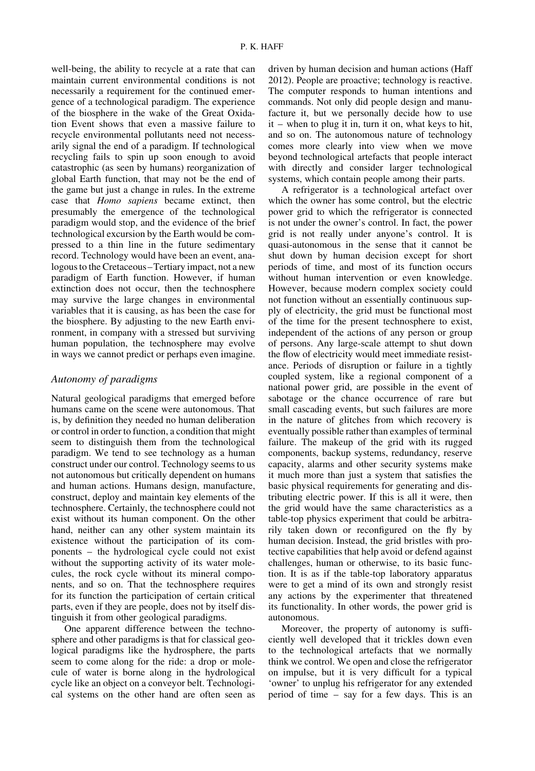well-being, the ability to recycle at a rate that can maintain current environmental conditions is not necessarily a requirement for the continued emergence of a technological paradigm. The experience of the biosphere in the wake of the Great Oxidation Event shows that even a massive failure to recycle environmental pollutants need not necessarily signal the end of a paradigm. If technological recycling fails to spin up soon enough to avoid catastrophic (as seen by humans) reorganization of global Earth function, that may not be the end of the game but just a change in rules. In the extreme case that *Homo sapiens* became extinct, then presumably the emergence of the technological paradigm would stop, and the evidence of the brief technological excursion by the Earth would be compressed to a thin line in the future sedimentary record. Technology would have been an event, analogous to the Cretaceous–Tertiary impact, not a new paradigm of Earth function. However, if human extinction does not occur, then the technosphere may survive the large changes in environmental variables that it is causing, as has been the case for the biosphere. By adjusting to the new Earth environment, in company with a stressed but surviving human population, the technosphere may evolve in ways we cannot predict or perhaps even imagine.

## *Autonomy of paradigms*

Natural geological paradigms that emerged before humans came on the scene were autonomous. That is, by definition they needed no human deliberation or control in order to function, a condition that might seem to distinguish them from the technological paradigm. We tend to see technology as a human construct under our control. Technology seems to us not autonomous but critically dependent on humans and human actions. Humans design, manufacture, construct, deploy and maintain key elements of the technosphere. Certainly, the technosphere could not exist without its human component. On the other hand, neither can any other system maintain its existence without the participation of its components – the hydrological cycle could not exist without the supporting activity of its water molecules, the rock cycle without its mineral components, and so on. That the technosphere requires for its function the participation of certain critical parts, even if they are people, does not by itself distinguish it from other geological paradigms.

One apparent difference between the technosphere and other paradigms is that for classical geological paradigms like the hydrosphere, the parts seem to come along for the ride: a drop or molecule of water is borne along in the hydrological cycle like an object on a conveyor belt. Technological systems on the other hand are often seen as driven by human decision and human actions (Haff 2012). People are proactive; technology is reactive. The computer responds to human intentions and commands. Not only did people design and manufacture it, but we personally decide how to use it – when to plug it in, turn it on, what keys to hit, and so on. The autonomous nature of technology comes more clearly into view when we move beyond technological artefacts that people interact with directly and consider larger technological systems, which contain people among their parts.

A refrigerator is a technological artefact over which the owner has some control, but the electric power grid to which the refrigerator is connected is not under the owner's control. In fact, the power grid is not really under anyone's control. It is quasi-autonomous in the sense that it cannot be shut down by human decision except for short periods of time, and most of its function occurs without human intervention or even knowledge. However, because modern complex society could not function without an essentially continuous supply of electricity, the grid must be functional most of the time for the present technosphere to exist, independent of the actions of any person or group of persons. Any large-scale attempt to shut down the flow of electricity would meet immediate resistance. Periods of disruption or failure in a tightly coupled system, like a regional component of a national power grid, are possible in the event of sabotage or the chance occurrence of rare but small cascading events, but such failures are more in the nature of glitches from which recovery is eventually possible rather than examples of terminal failure. The makeup of the grid with its rugged components, backup systems, redundancy, reserve capacity, alarms and other security systems make it much more than just a system that satisfies the basic physical requirements for generating and distributing electric power. If this is all it were, then the grid would have the same characteristics as a table-top physics experiment that could be arbitrarily taken down or reconfigured on the fly by human decision. Instead, the grid bristles with protective capabilities that help avoid or defend against challenges, human or otherwise, to its basic function. It is as if the table-top laboratory apparatus were to get a mind of its own and strongly resist any actions by the experimenter that threatened its functionality. In other words, the power grid is autonomous.

Moreover, the property of autonomy is sufficiently well developed that it trickles down even to the technological artefacts that we normally think we control. We open and close the refrigerator on impulse, but it is very difficult for a typical 'owner' to unplug his refrigerator for any extended period of time – say for a few days. This is an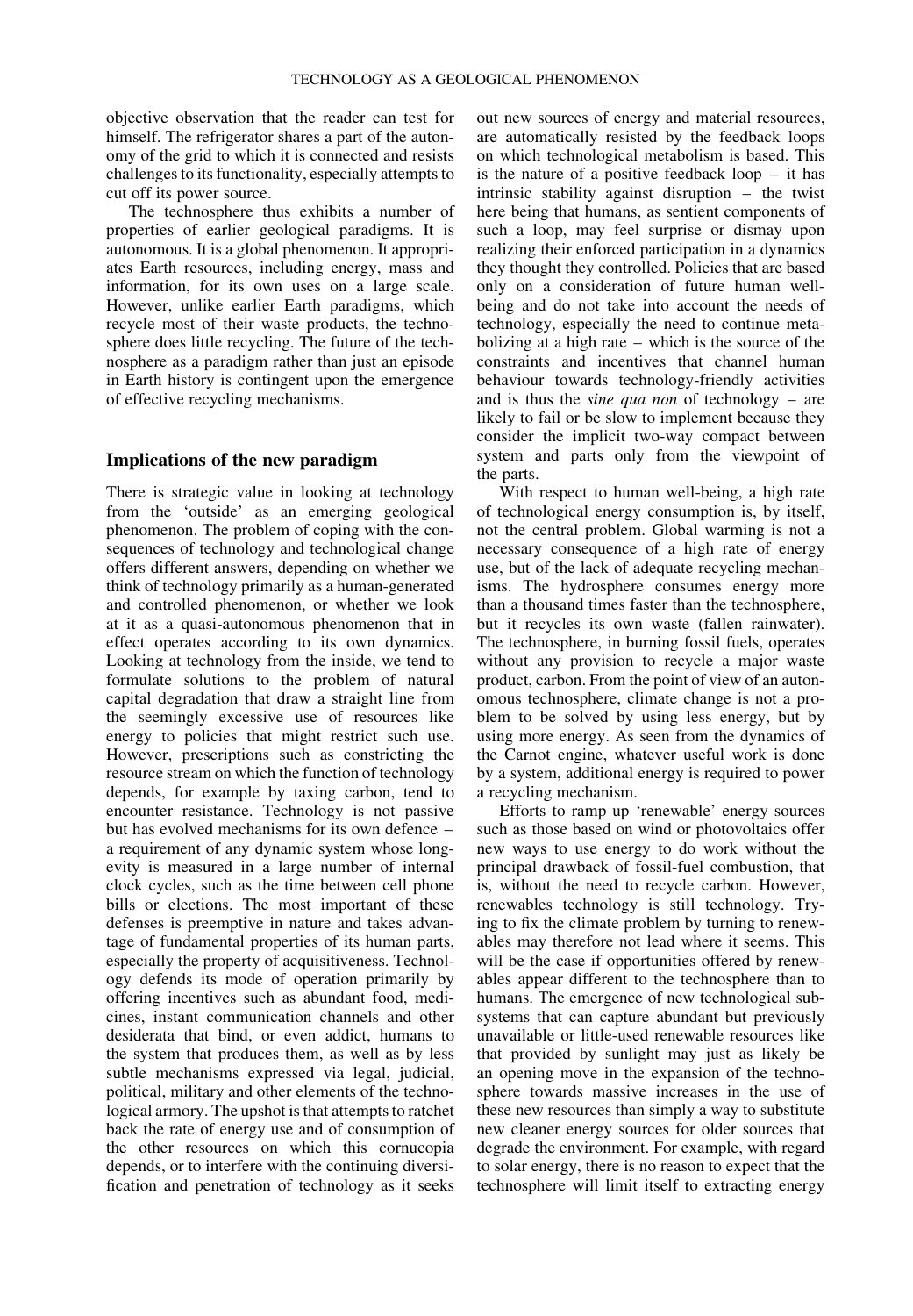objective observation that the reader can test for himself. The refrigerator shares a part of the autonomy of the grid to which it is connected and resists challenges to its functionality, especially attempts to cut off its power source.

The technosphere thus exhibits a number of properties of earlier geological paradigms. It is autonomous. It is a global phenomenon. It appropriates Earth resources, including energy, mass and information, for its own uses on a large scale. However, unlike earlier Earth paradigms, which recycle most of their waste products, the technosphere does little recycling. The future of the technosphere as a paradigm rather than just an episode in Earth history is contingent upon the emergence of effective recycling mechanisms.

## Implications of the new paradigm

There is strategic value in looking at technology from the 'outside' as an emerging geological phenomenon. The problem of coping with the consequences of technology and technological change offers different answers, depending on whether we think of technology primarily as a human-generated and controlled phenomenon, or whether we look at it as a quasi-autonomous phenomenon that in effect operates according to its own dynamics. Looking at technology from the inside, we tend to formulate solutions to the problem of natural capital degradation that draw a straight line from the seemingly excessive use of resources like energy to policies that might restrict such use. However, prescriptions such as constricting the resource stream on which the function of technology depends, for example by taxing carbon, tend to encounter resistance. Technology is not passive but has evolved mechanisms for its own defence – a requirement of any dynamic system whose longevity is measured in a large number of internal clock cycles, such as the time between cell phone bills or elections. The most important of these defenses is preemptive in nature and takes advantage of fundamental properties of its human parts, especially the property of acquisitiveness. Technology defends its mode of operation primarily by offering incentives such as abundant food, medicines, instant communication channels and other desiderata that bind, or even addict, humans to the system that produces them, as well as by less subtle mechanisms expressed via legal, judicial, political, military and other elements of the technological armory. The upshot is that attempts to ratchet back the rate of energy use and of consumption of the other resources on which this cornucopia depends, or to interfere with the continuing diversification and penetration of technology as it seeks out new sources of energy and material resources, are automatically resisted by the feedback loops on which technological metabolism is based. This is the nature of a positive feedback loop – it has intrinsic stability against disruption – the twist here being that humans, as sentient components of such a loop, may feel surprise or dismay upon realizing their enforced participation in a dynamics they thought they controlled. Policies that are based only on a consideration of future human well-being and do not take into account the needs of technology, especially the need to continue metabolizing at a high rate – which is the source of the constraints and incentives that channel human behaviour towards technology-friendly activities and is thus the *sine qua non* of technology – are likely to fail or be slow to implement because they consider the implicit two-way compact between system and parts only from the viewpoint of the parts.

With respect to human well-being, a high rate of technological energy consumption is, by itself, not the central problem. Global warming is not a necessary consequence of a high rate of energy use, but of the lack of adequate recycling mechanisms. The hydrosphere consumes energy more than a thousand times faster than the technosphere, but it recycles its own waste (fallen rainwater). The technosphere, in burning fossil fuels, operates without any provision to recycle a major waste product, carbon. From the point of view of an autonomous technosphere, climate change is not a problem to be solved by using less energy, but by using more energy. As seen from the dynamics of the Carnot engine, whatever useful work is done by a system, additional energy is required to power a recycling mechanism.

Efforts to ramp up 'renewable' energy sources such as those based on wind or photovoltaics offer new ways to use energy to do work without the principal drawback of fossil-fuel combustion, that is, without the need to recycle carbon. However, renewables technology is still technology. Trying to fix the climate problem by turning to renewables may therefore not lead where it seems. This will be the case if opportunities offered by renewables appear different to the technosphere than to humans. The emergence of new technological subsystems that can capture abundant but previously unavailable or little-used renewable resources like that provided by sunlight may just as likely be an opening move in the expansion of the technosphere towards massive increases in the use of these new resources than simply a way to substitute new cleaner energy sources for older sources that degrade the environment. For example, with regard to solar energy, there is no reason to expect that the technosphere will limit itself to extracting energy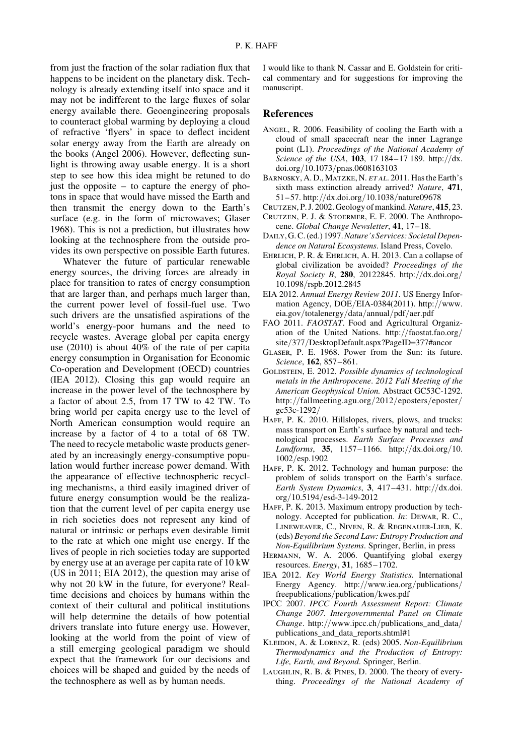from just the fraction of the solar radiation flux that happens to be incident on the planetary disk. Technology is already extending itself into space and it may not be indifferent to the large fluxes of solar energy available there. Geoengineering proposals to counteract global warming by deploying a cloud of refractive 'flyers' in space to deflect incident solar energy away from the Earth are already on the books (Angel 2006). However, deflecting sunlight is throwing away usable energy. It is a short step to see how this idea might be retuned to do just the opposite – to capture the energy of photons in space that would have missed the Earth and then transmit the energy down to the Earth's surface (e.g. in the form of microwaves; Glaser 1968). This is not a prediction, but illustrates how looking at the technosphere from the outside provides its own perspective on possible Earth futures.

Whatever the future of particular renewable energy sources, the driving forces are already in place for transition to rates of energy consumption that are larger than, and perhaps much larger than, the current power level of fossil-fuel use. Two such drivers are the unsatisfied aspirations of the world's energy-poor humans and the need to recycle wastes. Average global per capita energy use (2010) is about 40% of the rate of per capita energy consumption in Organisation for Economic Co-operation and Development (OECD) countries (IEA 2012). Closing this gap would require an increase in the power level of the technosphere by a factor of about 2.5, from 17 TW to 42 TW. To bring world per capita energy use to the level of North American consumption would require an increase by a factor of 4 to a total of 68 TW. The need to recycle metabolic waste products generated by an increasingly energy-consumptive population would further increase power demand. With the appearance of effective technospheric recycling mechanisms, a third easily imagined driver of future energy consumption would be the realization that the current level of per capita energy use in rich societies does not represent any kind of natural or intrinsic or perhaps even desirable limit to the rate at which one might use energy. If the lives of people in rich societies today are supported by energy use at an average per capita rate of 10 kW (US in 2011; EIA 2012), the question may arise of why not 20 kW in the future, for everyone? Real-time decisions and choices by humans within the context of their cultural and political institutions will help determine the details of how potential drivers translate into future energy use. However, looking at the world from the point of view of a still emerging geological paradigm we should expect that the framework for our decisions and choices will be shaped and guided by the needs of the technosphere as well as by human needs.

I would like to thank N. Cassar and E. Goldstein for critical commentary and for suggestions for improving the manuscript.

## References

Angel, R. 2006. Feasibility of cooling the Earth with a cloud of small spacecraft near the inner Lagrange point (L1). *Proceedings of the National Academy of Science of the USA*, **103**, 17 184–17 189. http://dx.doi.org/10.1073/pnas.0608163103

Barnosky, A. D., Matzke, N. *et al.* 2011. Has the Earth's sixth mass extinction already arrived? *Nature*, **471**, 51–57. http://dx.doi.org/10.1038/nature09678

Crutzen, P. J. 2002. Geology of mankind. *Nature*, **415**, 23.

Crutzen, P. J. & Stoermer, E. F. 2000. The Anthropocene. *Global Change Newsletter*, **41**, 17–18.

Daily, G. C. (ed.) 1997. *Nature's Services: Societal Dependence on Natural Ecosystems*. Island Press, Covelo.

Ehrlich, P. R. & Ehrlich, A. H. 2013. Can a collapse of global civilization be avoided? *Proceedings of the Royal Society B*, **280**, 20122845. http://dx.doi.org/10.1098/rspb.2012.2845

EIA 2012. *Annual Energy Review 2011*. US Energy Information Agency, DOE/EIA-0384(2011). http://www.eia.gov/totalenergy/data/annual/pdf/aer.pdf

FAO 2011. *FAOSTAT*. Food and Agricultural Organization of the United Nations. http://faostat.fao.org/site/377/DesktopDefault.aspx?PageID=377#ancor

Glaser, P. E. 1968. Power from the Sun: its future. *Science*, **162**, 857–861.

Goldstein, E. 2012. *Possible dynamics of technological metals in the Anthropocene*. *2012 Fall Meeting of the American Geophysical Union.* Abstract GC53C-1292. http://fallmeeting.agu.org/2012/eposters/eposter/gc53c-1292/

Haff, P. K. 2010. Hillslopes, rivers, plows, and trucks: mass transport on Earth's surface by natural and technological processes. *Earth Surface Processes and Landforms*, **35**, 1157–1166. http://dx.doi.org/10.1002/esp.1902

Haff, P. K. 2012. Technology and human purpose: the problem of solids transport on the Earth's surface. *Earth System Dynamics*, **3**, 417–431. http://dx.doi.org/10.5194/esd-3-149-2012

Haff, P. K. 2013. Maximum entropy production by technology. Accepted for publication. *In*: Dewar, R. C., Lineweaver, C., Niven, R. & Regenauer-Lieb, K. (eds) *Beyond the Second Law: Entropy Production and Non-Equilibrium Systems*. Springer, Berlin, in press

Hermann, W. A. 2006. Quantifying global exergy resources. *Energy*, **31**, 1685–1702.

IEA 2012. *Key World Energy Statistics*. International Energy Agency. http://www.iea.org/publications/freepublications/publication/kwes.pdf

IPCC 2007. *IPCC Fourth Assessment Report: Climate Change 2007. Intergovernmental Panel on Climate Change*. http://www.ipcc.ch/publications_and_data/publications_and_data_reports.shtml#1

Kleidon, A. & Lorenz, R. (eds) 2005. *Non-Equilibrium Thermodynamics and the Production of Entropy: Life, Earth, and Beyond*. Springer, Berlin.

Laughlin, R. B. & Pines, D. 2000. The theory of everything. *Proceedings of the National Academy of*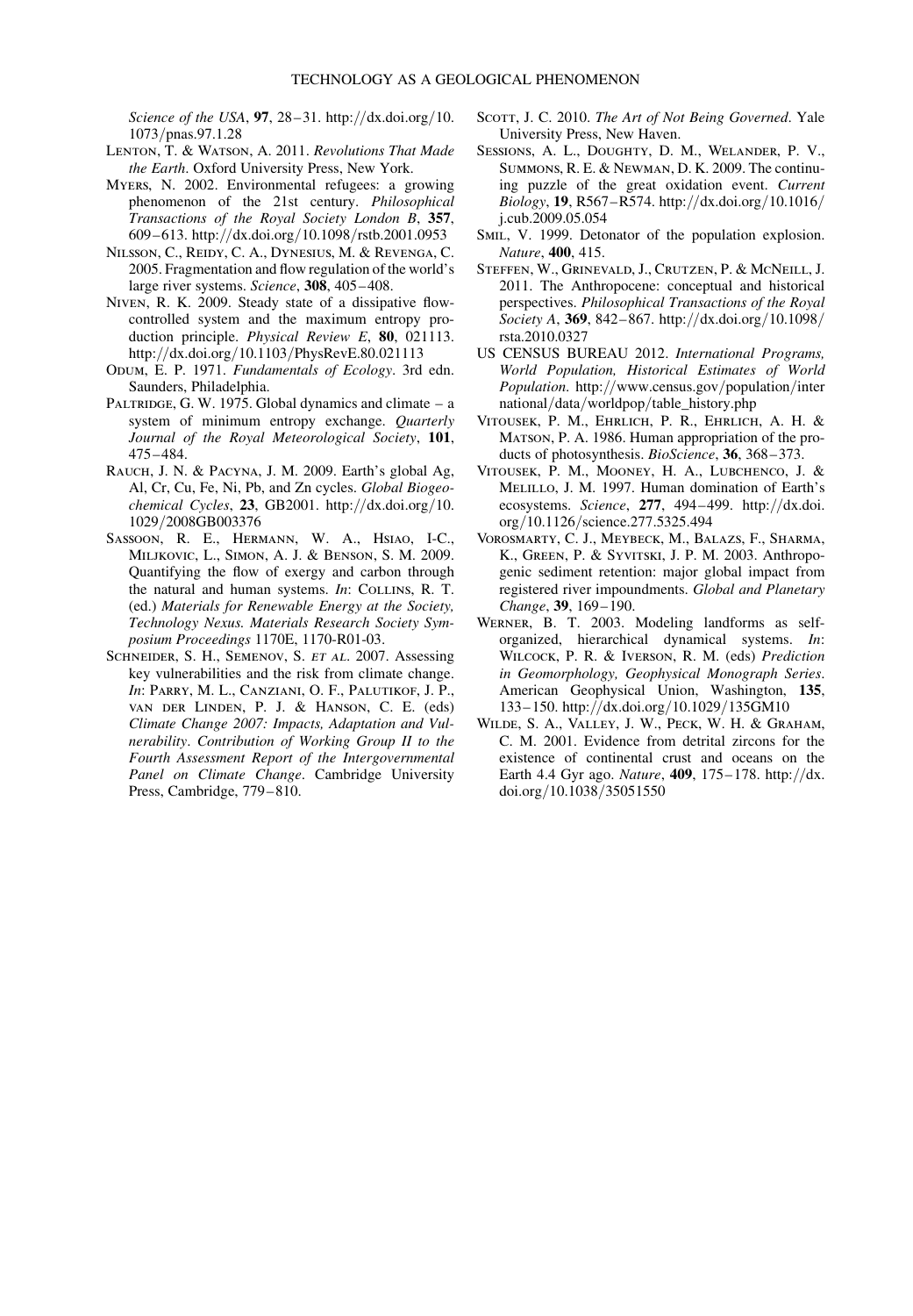*Science of the USA*, **97**, 28–31. http://dx.doi.org/10.1073/pnas.97.1.28

Lenton, T. & Watson, A. 2011. *Revolutions That Made the Earth*. Oxford University Press, New York.

Myers, N. 2002. Environmental refugees: a growing phenomenon of the 21st century. *Philosophical Transactions of the Royal Society London B*, **357**, 609–613. http://dx.doi.org/10.1098/rstb.2001.0953

Nilsson, C., Reidy, C. A., Dynesius, M. & Revenga, C. 2005. Fragmentation and flow regulation of the world's large river systems. *Science*, **308**, 405–408.

Niven, R. K. 2009. Steady state of a dissipative flow-controlled system and the maximum entropy production principle. *Physical Review E*, **80**, 021113. http://dx.doi.org/10.1103/PhysRevE.80.021113

Odum, E. P. 1971. *Fundamentals of Ecology*. 3rd edn. Saunders, Philadelphia.

Paltridge, G. W. 1975. Global dynamics and climate – a system of minimum entropy exchange. *Quarterly Journal of the Royal Meteorological Society*, **101**, 475–484.

Rauch, J. N. & Pacyna, J. M. 2009. Earth's global Ag, Al, Cr, Cu, Fe, Ni, Pb, and Zn cycles. *Global Biogeochemical Cycles*, **23**, GB2001. http://dx.doi.org/10.1029/2008GB003376

Sassoon, R. E., Hermann, W. A., Hsiao, I-C., Miljkovic, L., Simon, A. J. & Benson, S. M. 2009. Quantifying the flow of exergy and carbon through the natural and human systems. *In*: Collins, R. T. (ed.) *Materials for Renewable Energy at the Society, Technology Nexus. Materials Research Society Symposium Proceedings* 1170E, 1170-R01-03.

Schneider, S. H., Semenov, S. *et al.* 2007. Assessing key vulnerabilities and the risk from climate change. *In*: Parry, M. L., Canziani, O. F., Palutikof, J. P., van der Linden, P. J. & Hanson, C. E. (eds) *Climate Change 2007: Impacts, Adaptation and Vulnerability. Contribution of Working Group II to the Fourth Assessment Report of the Intergovernmental Panel on Climate Change*. Cambridge University Press, Cambridge, 779–810.

Scott, J. C. 2010. *The Art of Not Being Governed*. Yale University Press, New Haven.

Sessions, A. L., Doughty, D. M., Welander, P. V., Summons, R. E. & Newman, D. K. 2009. The continuing puzzle of the great oxidation event. *Current Biology*, **19**, R567–R574. http://dx.doi.org/10.1016/j.cub.2009.05.054

Smil, V. 1999. Detonator of the population explosion. *Nature*, **400**, 415.

Steffen, W., Grinevald, J., Crutzen, P. & McNeill, J. 2011. The Anthropocene: conceptual and historical perspectives. *Philosophical Transactions of the Royal Society A*, **369**, 842–867. http://dx.doi.org/10.1098/rsta.2010.0327

US Census Bureau 2012. *International Programs, World Population, Historical Estimates of World Population*. http://www.census.gov/population/international/data/worldpop/table_history.php

Vitousek, P. M., Ehrlich, P. R., Ehrlich, A. H. & Matson, P. A. 1986. Human appropriation of the products of photosynthesis. *BioScience*, **36**, 368–373.

Vitousek, P. M., Mooney, H. A., Lubchenco, J. & Melillo, J. M. 1997. Human domination of Earth's ecosystems. *Science*, **277**, 494–499. http://dx.doi.org/10.1126/science.277.5325.494

Vorosmarty, C. J., Meybeck, M., Balazs, F., Sharma, K., Green, P. & Syvitski, J. P. M. 2003. Anthropogenic sediment retention: major global impact from registered river impoundments. *Global and Planetary Change*, **39**, 169–190.

Werner, B. T. 2003. Modeling landforms as self-organized, hierarchical dynamical systems. *In*: Wilcock, P. R. & Iverson, R. M. (eds) *Prediction in Geomorphology, Geophysical Monograph Series*. American Geophysical Union, Washington, **135**, 133–150. http://dx.doi.org/10.1029/135GM10

Wilde, S. A., Valley, J. W., Peck, W. H. & Graham, C. M. 2001. Evidence from detrital zircons for the existence of continental crust and oceans on the Earth 4.4 Gyr ago. *Nature*, **409**, 175–178. http://dx.doi.org/10.1038/35051550